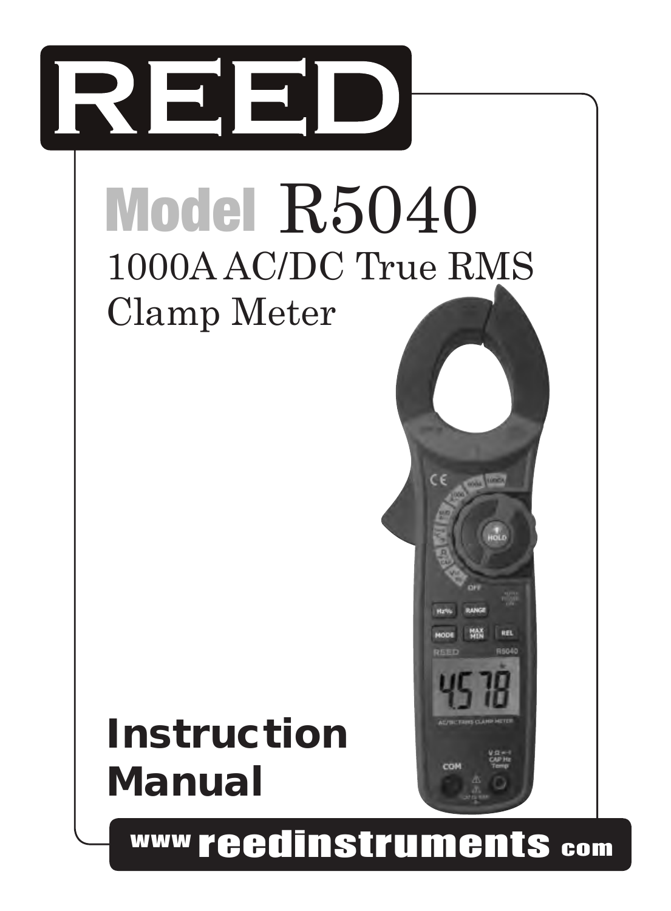# REED

## Model R5040

### 1000A AC/DC True RMS Clamp Meter

## Instruction Manual

www.reedinstruments.com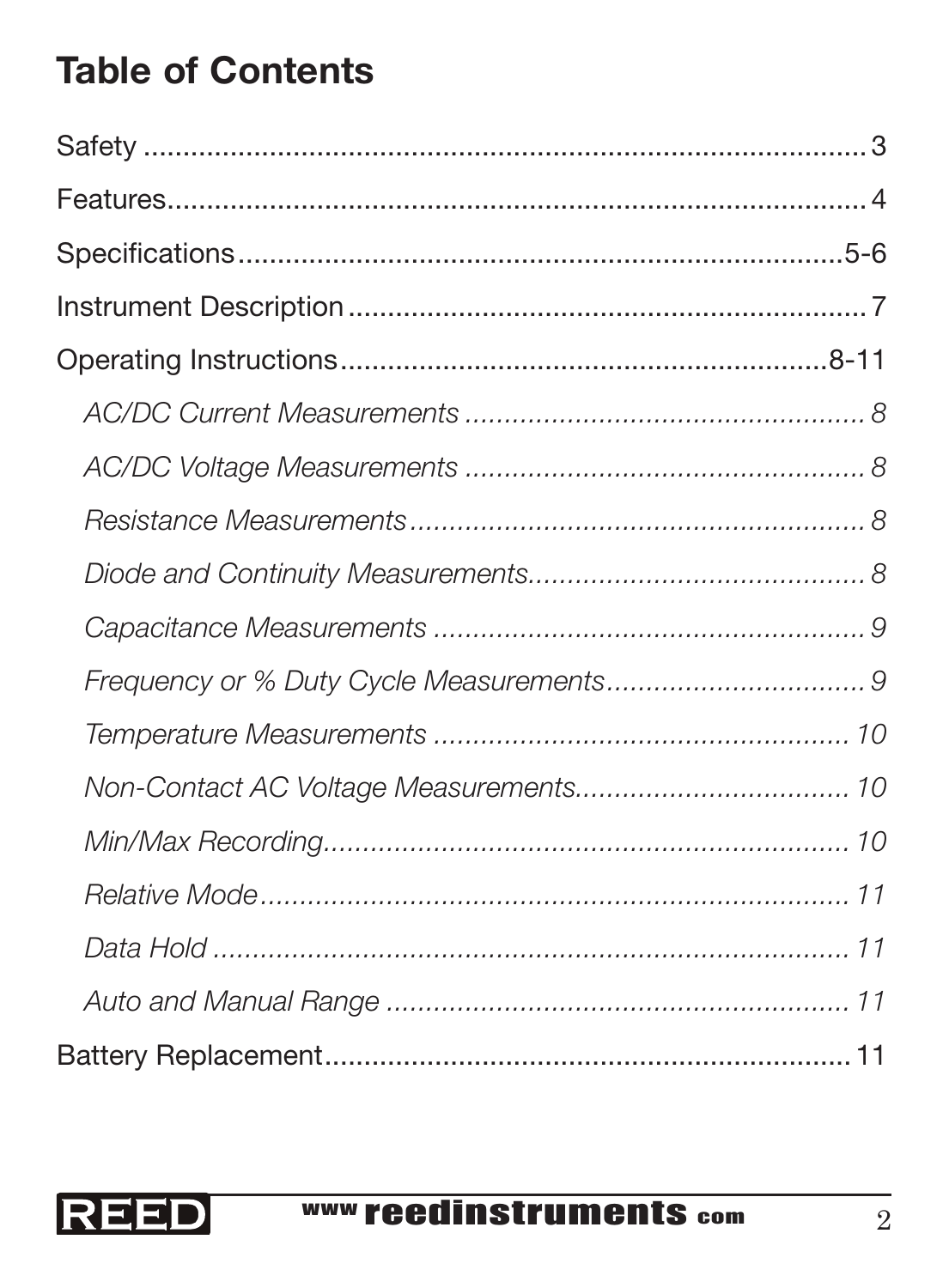# Table of Contents

Safety ........................................................................... 3

Features.......................................................................... 4

Specifications..................................................................5-6

Instrument Description ........................................................ 7

Operating Instructions......................................................8-11

*AC/DC Current Measurements ........................................... 8*

*AC/DC Voltage Measurements ........................................... 8*

*Resistance Measurements.................................................. 8*

*Diode and Continuity Measurements.................................... 8*

*Capacitance Measurements ................................................ 9*

*Frequency or % Duty Cycle Measurements.......................... 9*

*Temperature Measurements .............................................. 10*

*Non-Contact AC Voltage Measurements............................. 10*

*Min/Max Recording............................................................ 10*

*Relative Mode................................................................... 11*

*Data Hold ......................................................................... 11*

*Auto and Manual Range .................................................... 11*

Battery Replacement.......................................................... 11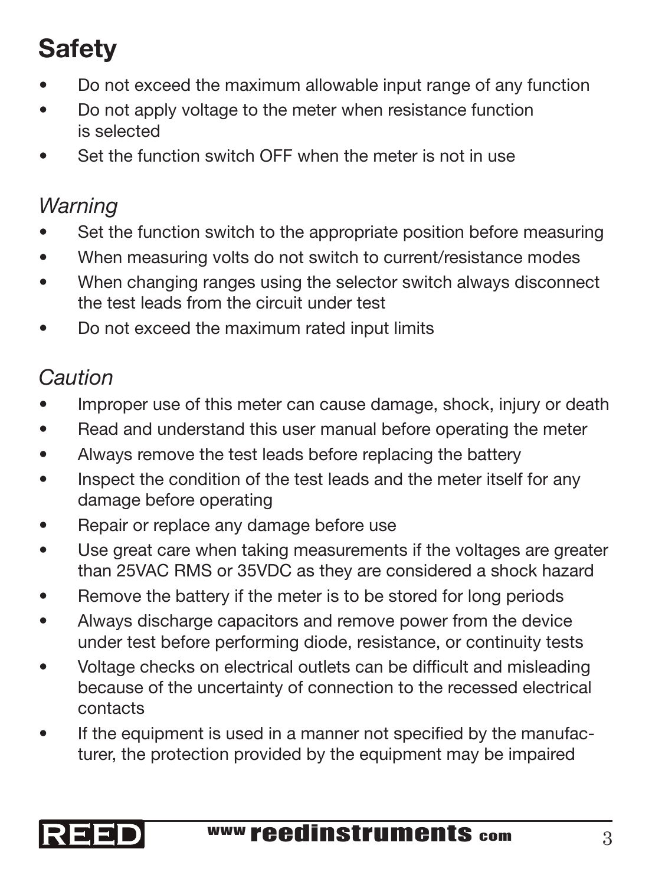# Safety

- Do not exceed the maximum allowable input range of any function
- Do not apply voltage to the meter when resistance function is selected
- Set the function switch OFF when the meter is not in use

## *Warning*

- Set the function switch to the appropriate position before measuring
- When measuring volts do not switch to current/resistance modes
- When changing ranges using the selector switch always disconnect the test leads from the circuit under test
- Do not exceed the maximum rated input limits

## *Caution*

- Improper use of this meter can cause damage, shock, injury or death
- Read and understand this user manual before operating the meter
- Always remove the test leads before replacing the battery
- Inspect the condition of the test leads and the meter itself for any damage before operating
- Repair or replace any damage before use
- Use great care when taking measurements if the voltages are greater than 25VAC RMS or 35VDC as they are considered a shock hazard
- Remove the battery if the meter is to be stored for long periods
- Always discharge capacitors and remove power from the device under test before performing diode, resistance, or continuity tests
- Voltage checks on electrical outlets can be difficult and misleading because of the uncertainty of connection to the recessed electrical contacts
- If the equipment is used in a manner not specified by the manufacturer, the protection provided by the equipment may be impaired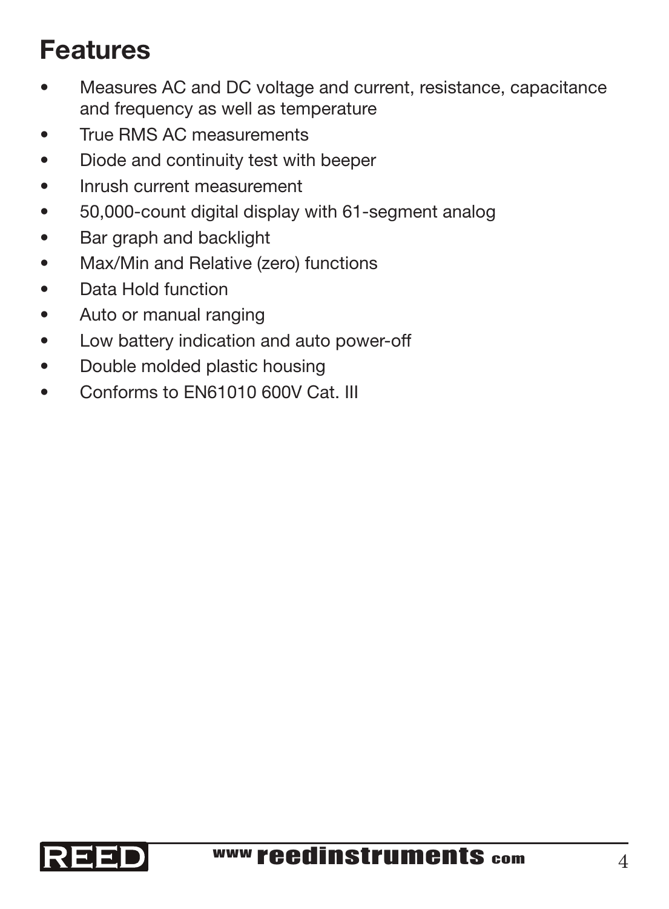# Features

- Measures AC and DC voltage and current, resistance, capacitance and frequency as well as temperature
- True RMS AC measurements
- Diode and continuity test with beeper
- Inrush current measurement
- 50,000-count digital display with 61-segment analog
- Bar graph and backlight
- Max/Min and Relative (zero) functions
- Data Hold function
- Auto or manual ranging
- Low battery indication and auto power-off
- Double molded plastic housing
- Conforms to EN61010 600V Cat. III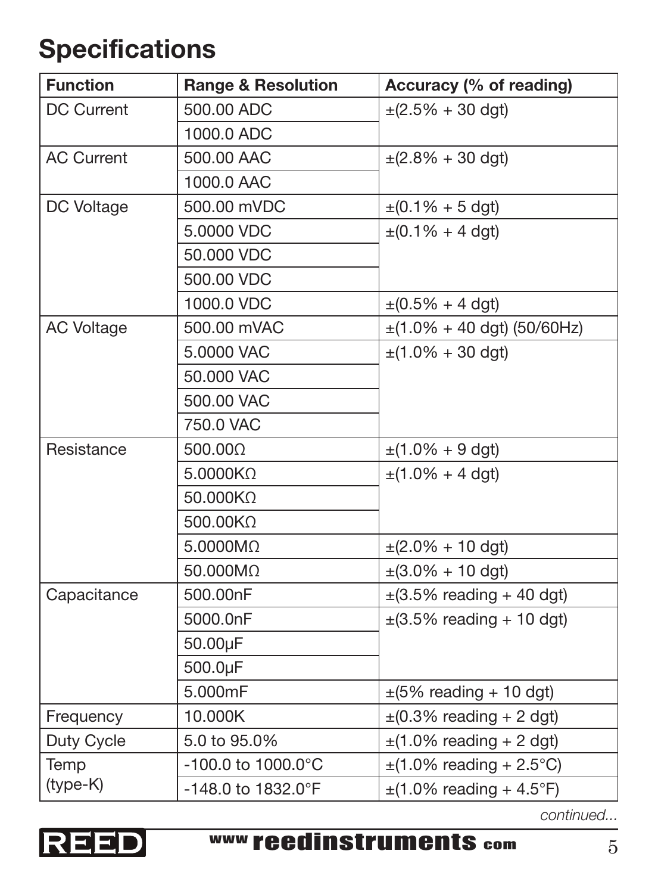# Specifications

| Function | Range & Resolution | Accuracy (% of reading) |
|---|---|---|
| DC Current | 500.00 ADC | ±(2.5% + 30 dgt) |
| | 1000.0 ADC | |
| AC Current | 500.00 AAC | ±(2.8% + 30 dgt) |
| | 1000.0 AAC | |
| DC Voltage | 500.00 mVDC | ±(0.1% + 5 dgt) |
| | 5.0000 VDC | ±(0.1% + 4 dgt) |
| | 50.000 VDC | |
| | 500.00 VDC | |
| | 1000.0 VDC | ±(0.5% + 4 dgt) |
| AC Voltage | 500.00 mVAC | ±(1.0% + 40 dgt) (50/60Hz) |
| | 5.0000 VAC | ±(1.0% + 30 dgt) |
| | 50.000 VAC | |
| | 500.00 VAC | |
| | 750.0 VAC | |
| Resistance | 500.00Ω | ±(1.0% + 9 dgt) |
| | 5.0000KΩ | ±(1.0% + 4 dgt) |
| | 50.000KΩ | |
| | 500.00KΩ | |
| | 5.0000MΩ | ±(2.0% + 10 dgt) |
| | 50.000MΩ | ±(3.0% + 10 dgt) |
| Capacitance | 500.00nF | ±(3.5% reading + 40 dgt) |
| | 5000.0nF | ±(3.5% reading + 10 dgt) |
| | 50.00µF | |
| | 500.0µF | |
| | 5.000mF | ±(5% reading + 10 dgt) |
| Frequency | 10.000K | ±(0.3% reading + 2 dgt) |
| Duty Cycle | 5.0 to 95.0% | ±(1.0% reading + 2 dgt) |
| Temp (type-K) | -100.0 to 1000.0°C | ±(1.0% reading + 2.5°C) |
| | -148.0 to 1832.0°F | ±(1.0% reading + 4.5°F) |

*continued...*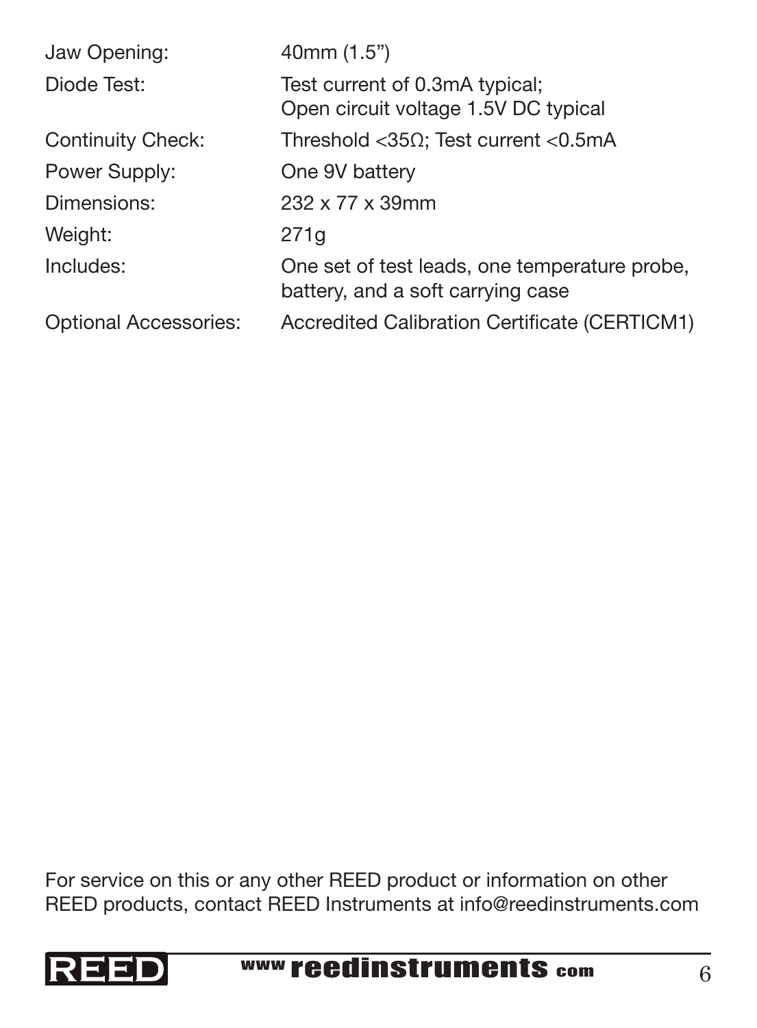| | |
|---|---|
| Jaw Opening: | 40mm (1.5") |
| Diode Test: | Test current of 0.3mA typical; Open circuit voltage 1.5V DC typical |
| Continuity Check: | Threshold <35Ω; Test current <0.5mA |
| Power Supply: | One 9V battery |
| Dimensions: | 232 x 77 x 39mm |
| Weight: | 271g |
| Includes: | One set of test leads, one temperature probe, battery, and a soft carrying case |
| Optional Accessories: | Accredited Calibration Certificate (CERTICM1) |

For service on this or any other REED product or information on other REED products, contact REED Instruments at info@reedinstruments.com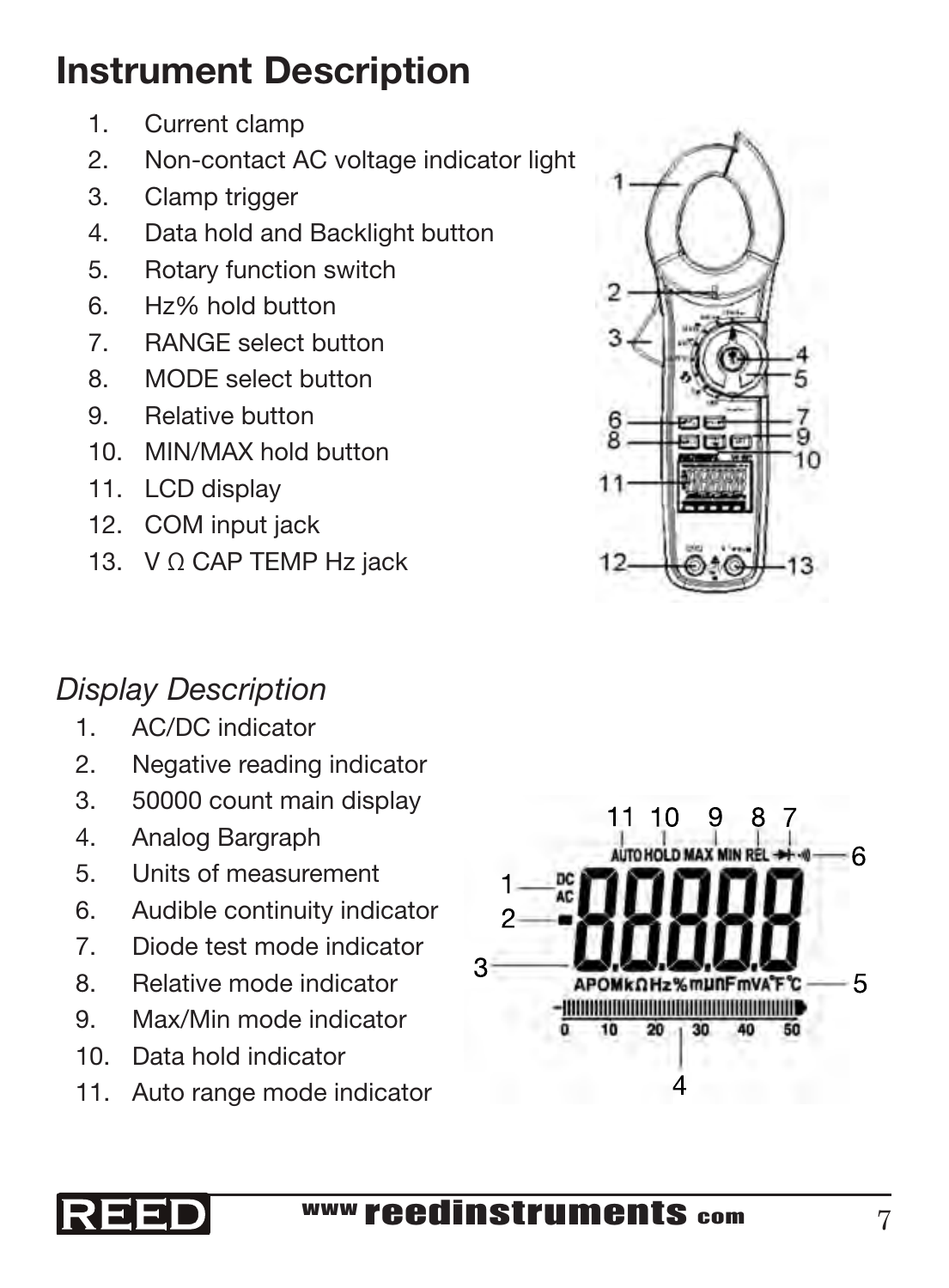# Instrument Description

1. Current clamp
2. Non-contact AC voltage indicator light
3. Clamp trigger
4. Data hold and Backlight button
5. Rotary function switch
6. Hz% hold button
7. RANGE select button
8. MODE select button
9. Relative button
10. MIN/MAX hold button
11. LCD display
12. COM input jack
13. V Ω CAP TEMP Hz jack

## *Display Description*

1. AC/DC indicator
2. Negative reading indicator
3. 50000 count main display
4. Analog Bargraph
5. Units of measurement
6. Audible continuity indicator
7. Diode test mode indicator
8. Relative mode indicator
9. Max/Min mode indicator
10. Data hold indicator
11. Auto range mode indicator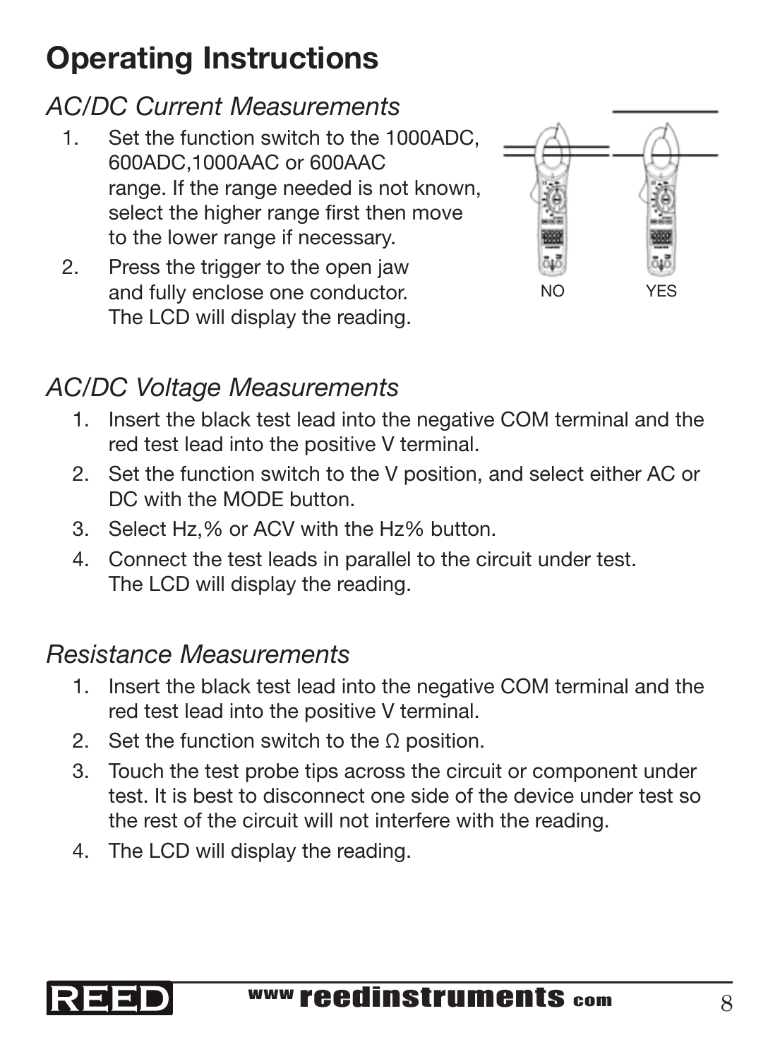# Operating Instructions

## *AC/DC Current Measurements*

1. Set the function switch to the 1000ADC, 600ADC,1000AAC or 600AAC range. If the range needed is not known, select the higher range first then move to the lower range if necessary.
2. Press the trigger to the open jaw and fully enclose one conductor. The LCD will display the reading.

NO YES

## *AC/DC Voltage Measurements*

1. Insert the black test lead into the negative COM terminal and the red test lead into the positive V terminal.
2. Set the function switch to the V position, and select either AC or DC with the MODE button.
3. Select Hz,% or ACV with the Hz% button.
4. Connect the test leads in parallel to the circuit under test. The LCD will display the reading.

## *Resistance Measurements*

1. Insert the black test lead into the negative COM terminal and the red test lead into the positive V terminal.
2. Set the function switch to the Ω position.
3. Touch the test probe tips across the circuit or component under test. It is best to disconnect one side of the device under test so the rest of the circuit will not interfere with the reading.
4. The LCD will display the reading.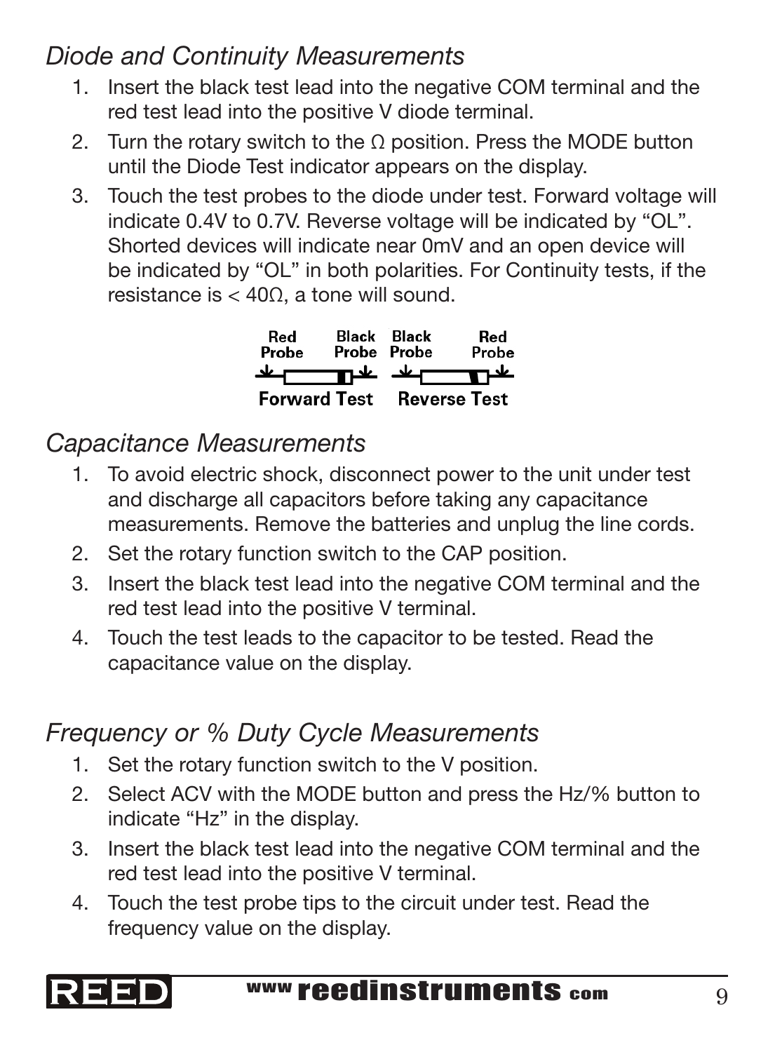## *Diode and Continuity Measurements*

1. Insert the black test lead into the negative COM terminal and the red test lead into the positive V diode terminal.
2. Turn the rotary switch to the Ω position. Press the MODE button until the Diode Test indicator appears on the display.
3. Touch the test probes to the diode under test. Forward voltage will indicate 0.4V to 0.7V. Reverse voltage will be indicated by "OL". Shorted devices will indicate near 0mV and an open device will be indicated by "OL" in both polarities. For Continuity tests, if the resistance is < 40Ω, a tone will sound.

Red Probe Black Probe Black Probe Red Probe

Forward Test Reverse Test

## *Capacitance Measurements*

1. To avoid electric shock, disconnect power to the unit under test and discharge all capacitors before taking any capacitance measurements. Remove the batteries and unplug the line cords.
2. Set the rotary function switch to the CAP position.
3. Insert the black test lead into the negative COM terminal and the red test lead into the positive V terminal.
4. Touch the test leads to the capacitor to be tested. Read the capacitance value on the display.

## *Frequency or % Duty Cycle Measurements*

1. Set the rotary function switch to the V position.
2. Select ACV with the MODE button and press the Hz/% button to indicate "Hz" in the display.
3. Insert the black test lead into the negative COM terminal and the red test lead into the positive V terminal.
4. Touch the test probe tips to the circuit under test. Read the frequency value on the display.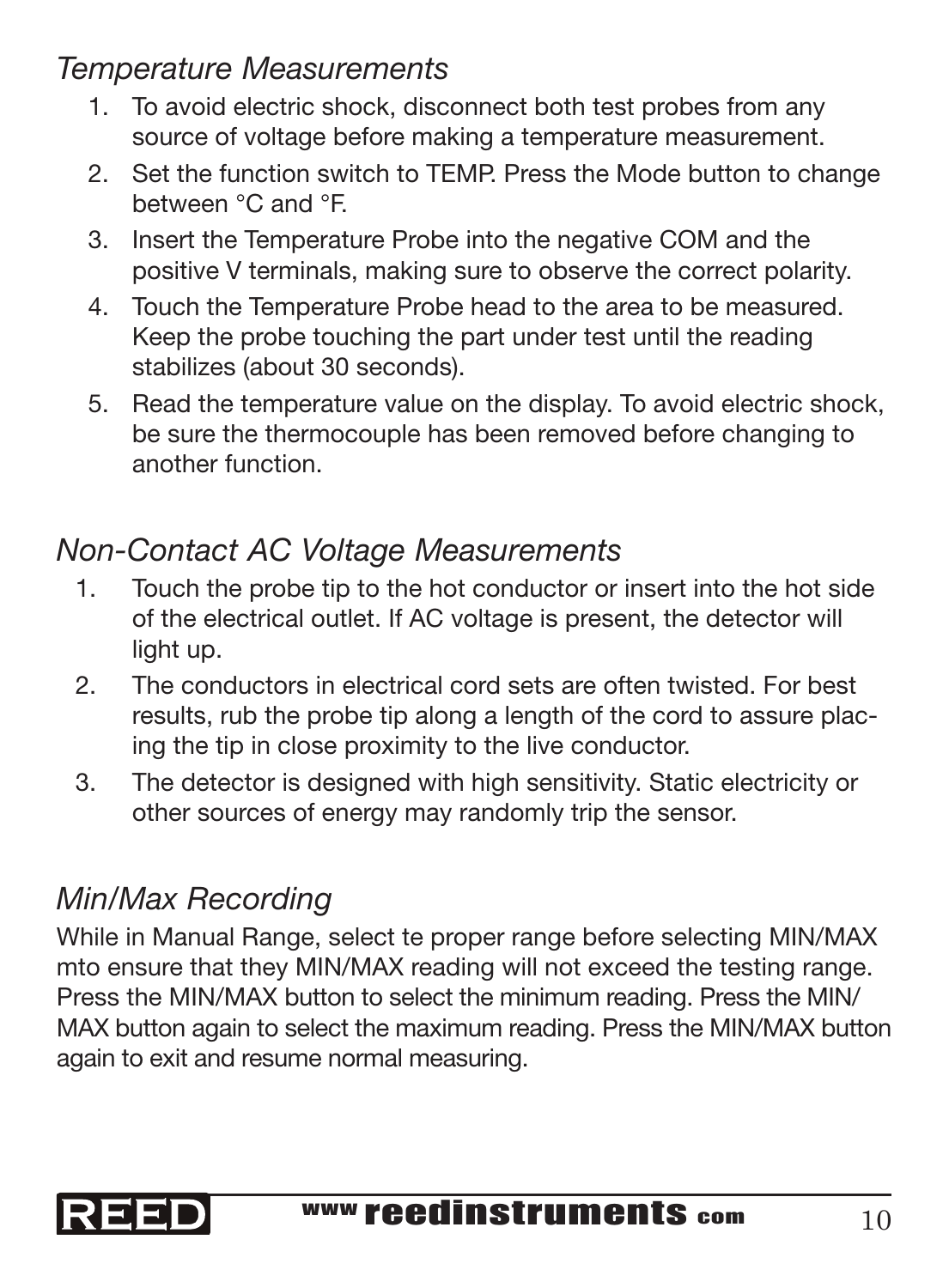### *Temperature Measurements*

1. To avoid electric shock, disconnect both test probes from any source of voltage before making a temperature measurement.
2. Set the function switch to TEMP. Press the Mode button to change between °C and °F.
3. Insert the Temperature Probe into the negative COM and the positive V terminals, making sure to observe the correct polarity.
4. Touch the Temperature Probe head to the area to be measured. Keep the probe touching the part under test until the reading stabilizes (about 30 seconds).
5. Read the temperature value on the display. To avoid electric shock, be sure the thermocouple has been removed before changing to another function.

### *Non-Contact AC Voltage Measurements*

1. Touch the probe tip to the hot conductor or insert into the hot side of the electrical outlet. If AC voltage is present, the detector will light up.
2. The conductors in electrical cord sets are often twisted. For best results, rub the probe tip along a length of the cord to assure placing the tip in close proximity to the live conductor.
3. The detector is designed with high sensitivity. Static electricity or other sources of energy may randomly trip the sensor.

### *Min/Max Recording*

While in Manual Range, select te proper range before selecting MIN/MAX mto ensure that they MIN/MAX reading will not exceed the testing range. Press the MIN/MAX button to select the minimum reading. Press the MIN/MAX button again to select the maximum reading. Press the MIN/MAX button again to exit and resume normal measuring.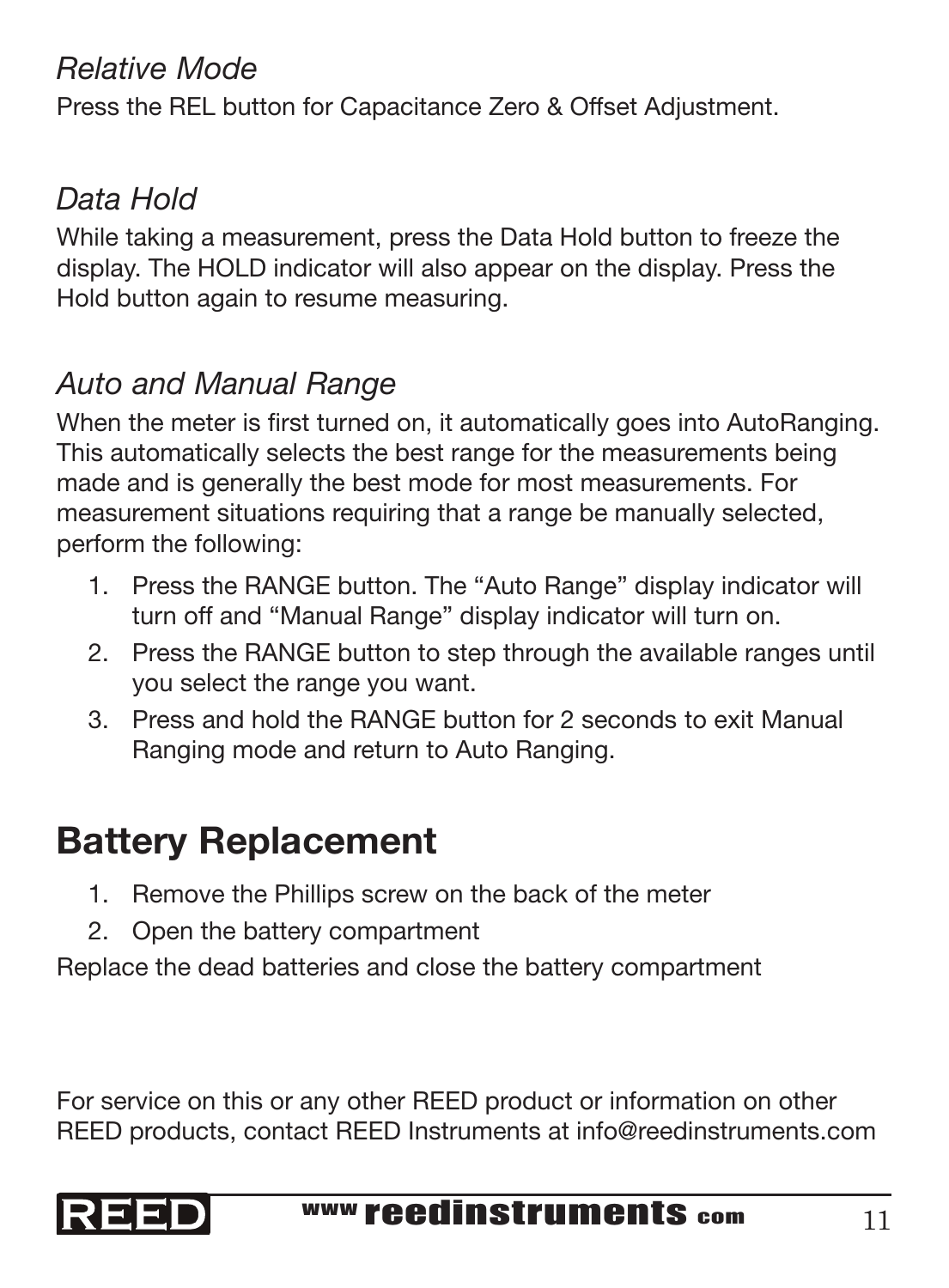### *Relative Mode*

Press the REL button for Capacitance Zero & Offset Adjustment.

### *Data Hold*

While taking a measurement, press the Data Hold button to freeze the display. The HOLD indicator will also appear on the display. Press the Hold button again to resume measuring.

### *Auto and Manual Range*

When the meter is first turned on, it automatically goes into AutoRanging. This automatically selects the best range for the measurements being made and is generally the best mode for most measurements. For measurement situations requiring that a range be manually selected, perform the following:

1. Press the RANGE button. The “Auto Range” display indicator will turn off and “Manual Range” display indicator will turn on.
2. Press the RANGE button to step through the available ranges until you select the range you want.
3. Press and hold the RANGE button for 2 seconds to exit Manual Ranging mode and return to Auto Ranging.

## Battery Replacement

1. Remove the Phillips screw on the back of the meter
2. Open the battery compartment

Replace the dead batteries and close the battery compartment

For service on this or any other REED product or information on other REED products, contact REED Instruments at info@reedinstruments.com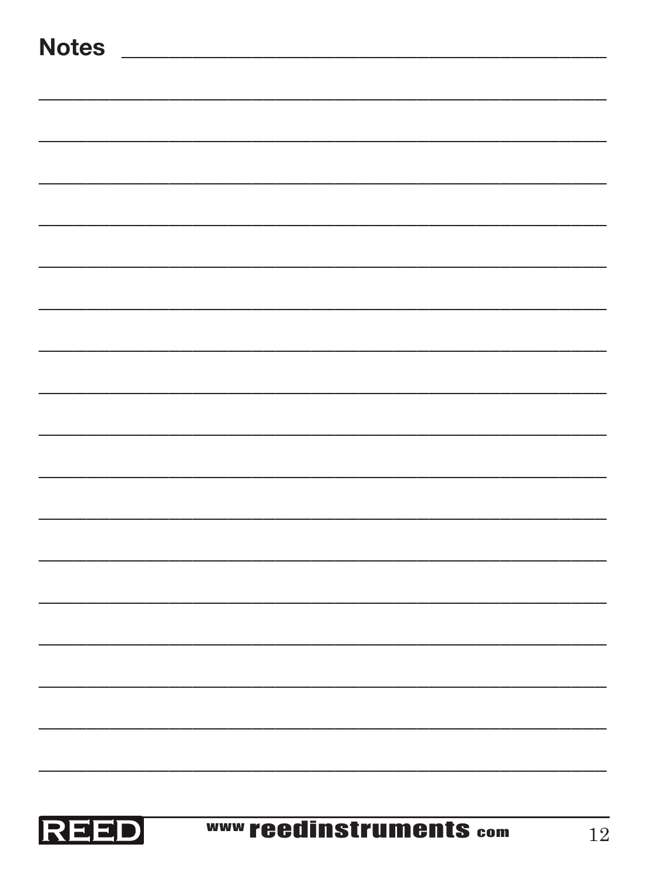# Notes